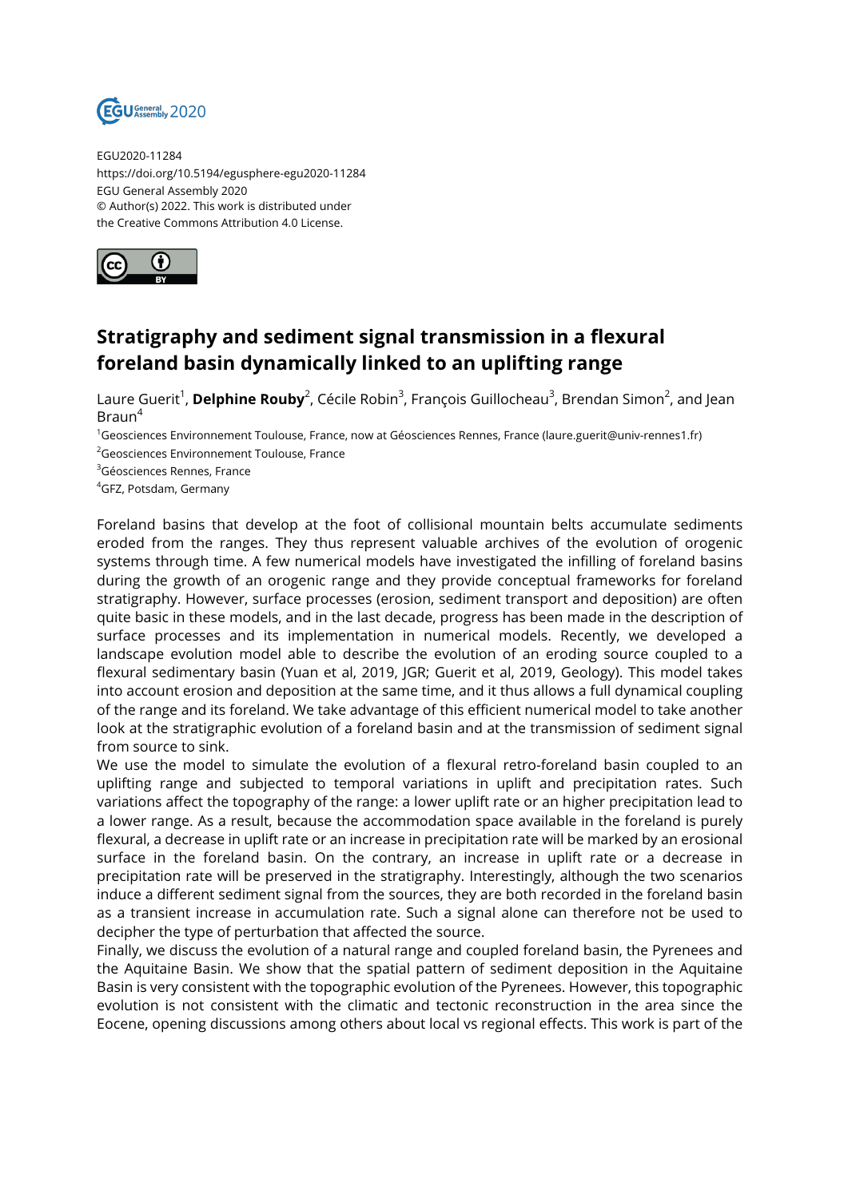EGU2020-11284
https://doi.org/10.5194/egusphere-egu2020-11284
EGU General Assembly 2020
© Author(s) 2022. This work is distributed under
the Creative Commons Attribution 4.0 License.

# Stratigraphy and sediment signal transmission in a flexural foreland basin dynamically linked to an uplifting range

Laure Guerit[1], **Delphine Rouby**[2], Cécile Robin[3], François Guillocheau[3], Brendan Simon[2], and Jean Braun[4]

[1]Geosciences Environnement Toulouse, France, now at Géosciences Rennes, France (laure.guerit@univ-rennes1.fr)

[2]Geosciences Environnement Toulouse, France

[3]Géosciences Rennes, France

[4]GFZ, Potsdam, Germany

Foreland basins that develop at the foot of collisional mountain belts accumulate sediments eroded from the ranges. They thus represent valuable archives of the evolution of orogenic systems through time. A few numerical models have investigated the infilling of foreland basins during the growth of an orogenic range and they provide conceptual frameworks for foreland stratigraphy. However, surface processes (erosion, sediment transport and deposition) are often quite basic in these models, and in the last decade, progress has been made in the description of surface processes and its implementation in numerical models. Recently, we developed a landscape evolution model able to describe the evolution of an eroding source coupled to a flexural sedimentary basin (Yuan et al, 2019, JGR; Guerit et al, 2019, Geology). This model takes into account erosion and deposition at the same time, and it thus allows a full dynamical coupling of the range and its foreland. We take advantage of this efficient numerical model to take another look at the stratigraphic evolution of a foreland basin and at the transmission of sediment signal from source to sink.

We use the model to simulate the evolution of a flexural retro-foreland basin coupled to an uplifting range and subjected to temporal variations in uplift and precipitation rates. Such variations affect the topography of the range: a lower uplift rate or an higher precipitation lead to a lower range. As a result, because the accommodation space available in the foreland is purely flexural, a decrease in uplift rate or an increase in precipitation rate will be marked by an erosional surface in the foreland basin. On the contrary, an increase in uplift rate or a decrease in precipitation rate will be preserved in the stratigraphy. Interestingly, although the two scenarios induce a different sediment signal from the sources, they are both recorded in the foreland basin as a transient increase in accumulation rate. Such a signal alone can therefore not be used to decipher the type of perturbation that affected the source.

Finally, we discuss the evolution of a natural range and coupled foreland basin, the Pyrenees and the Aquitaine Basin. We show that the spatial pattern of sediment deposition in the Aquitaine Basin is very consistent with the topographic evolution of the Pyrenees. However, this topographic evolution is not consistent with the climatic and tectonic reconstruction in the area since the Eocene, opening discussions among others about local vs regional effects. This work is part of the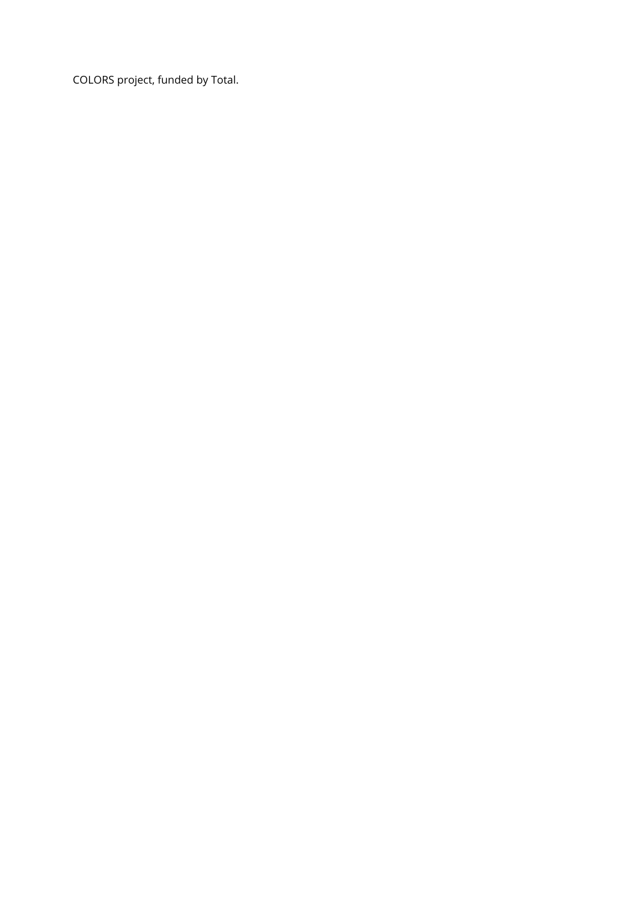COLORS project, funded by Total.